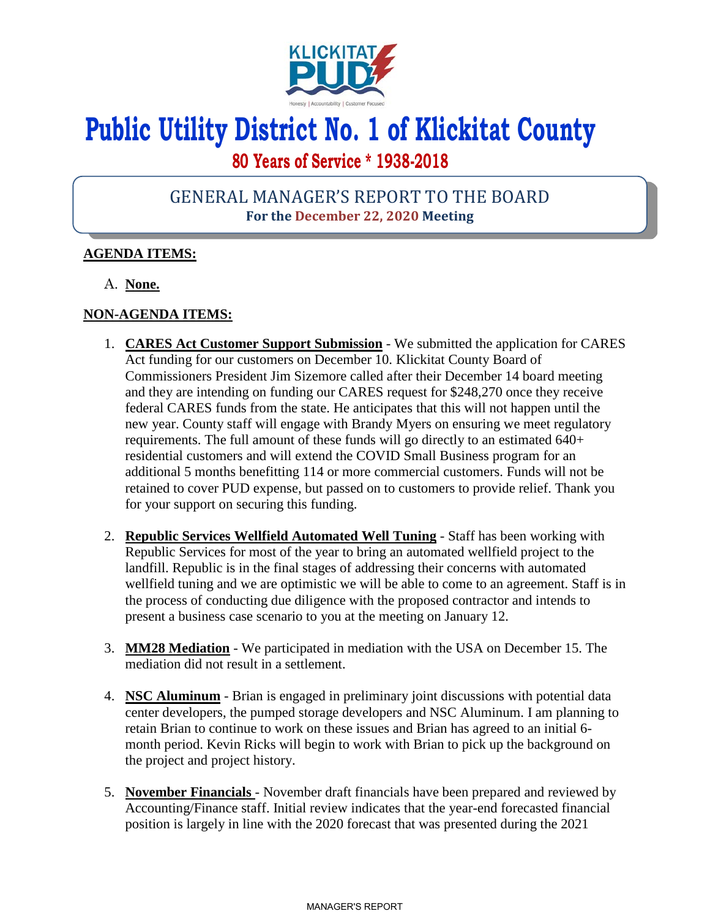# Public Utility District No. 1 of Klickitat County

**80 Years of Service * 1938-2018**

## GENERAL MANAGER'S REPORT TO THE BOARD

**For the December 22, 2020 Meeting**

**AGENDA ITEMS:**

A. **None.**

**NON-AGENDA ITEMS:**

1. **CARES Act Customer Support Submission** - We submitted the application for CARES Act funding for our customers on December 10. Klickitat County Board of Commissioners President Jim Sizemore called after their December 14 board meeting and they are intending on funding our CARES request for $248,270 once they receive federal CARES funds from the state. He anticipates that this will not happen until the new year. County staff will engage with Brandy Myers on ensuring we meet regulatory requirements. The full amount of these funds will go directly to an estimated 640+ residential customers and will extend the COVID Small Business program for an additional 5 months benefitting 114 or more commercial customers. Funds will not be retained to cover PUD expense, but passed on to customers to provide relief. Thank you for your support on securing this funding.

2. **Republic Services Wellfield Automated Well Tuning** - Staff has been working with Republic Services for most of the year to bring an automated wellfield project to the landfill. Republic is in the final stages of addressing their concerns with automated wellfield tuning and we are optimistic we will be able to come to an agreement. Staff is in the process of conducting due diligence with the proposed contractor and intends to present a business case scenario to you at the meeting on January 12.

3. **MM28 Mediation** - We participated in mediation with the USA on December 15. The mediation did not result in a settlement.

4. **NSC Aluminum** - Brian is engaged in preliminary joint discussions with potential data center developers, the pumped storage developers and NSC Aluminum. I am planning to retain Brian to continue to work on these issues and Brian has agreed to an initial 6-month period. Kevin Ricks will begin to work with Brian to pick up the background on the project and project history.

5. **November Financials** - November draft financials have been prepared and reviewed by Accounting/Finance staff. Initial review indicates that the year-end forecasted financial position is largely in line with the 2020 forecast that was presented during the 2021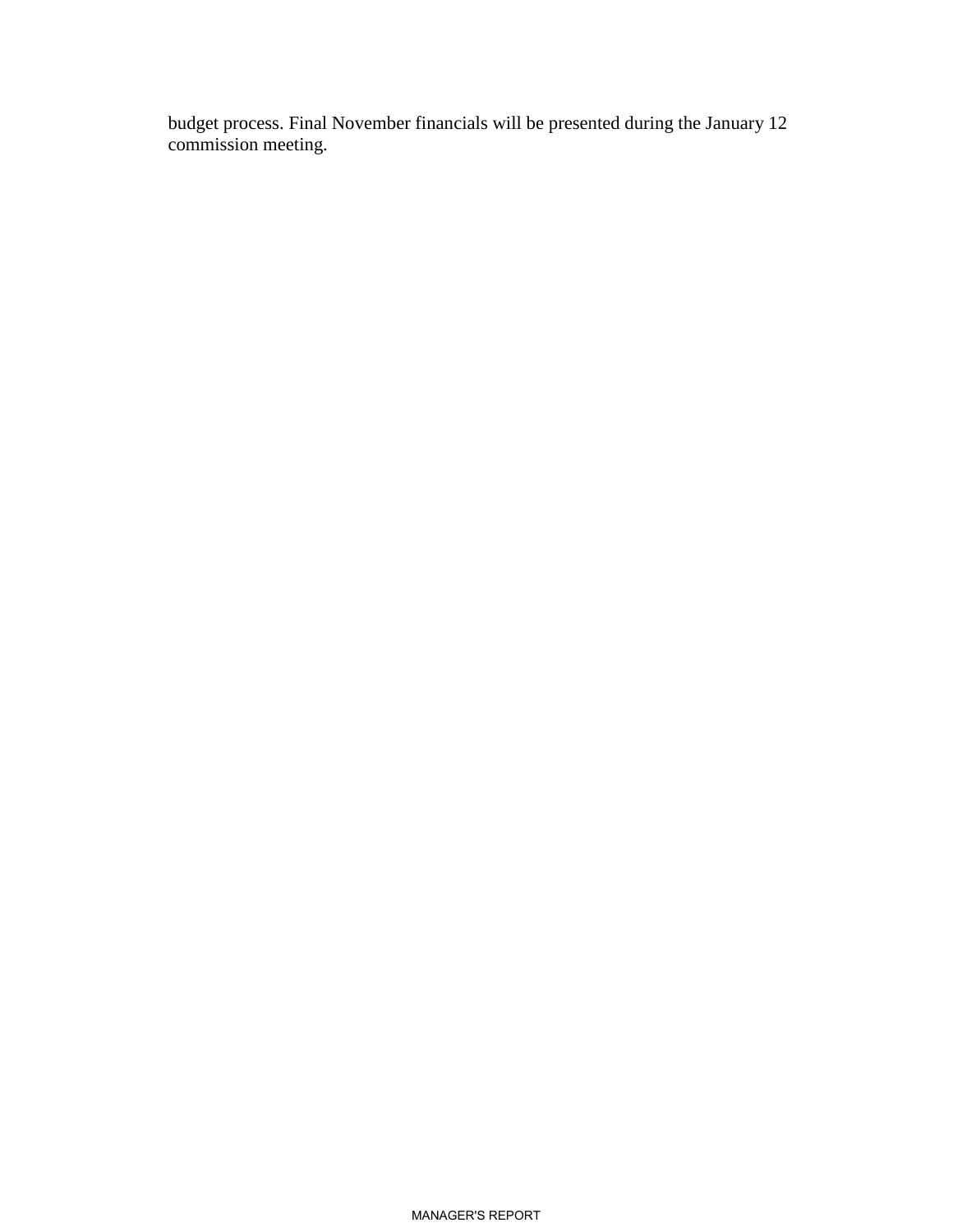budget process. Final November financials will be presented during the January 12 commission meeting.